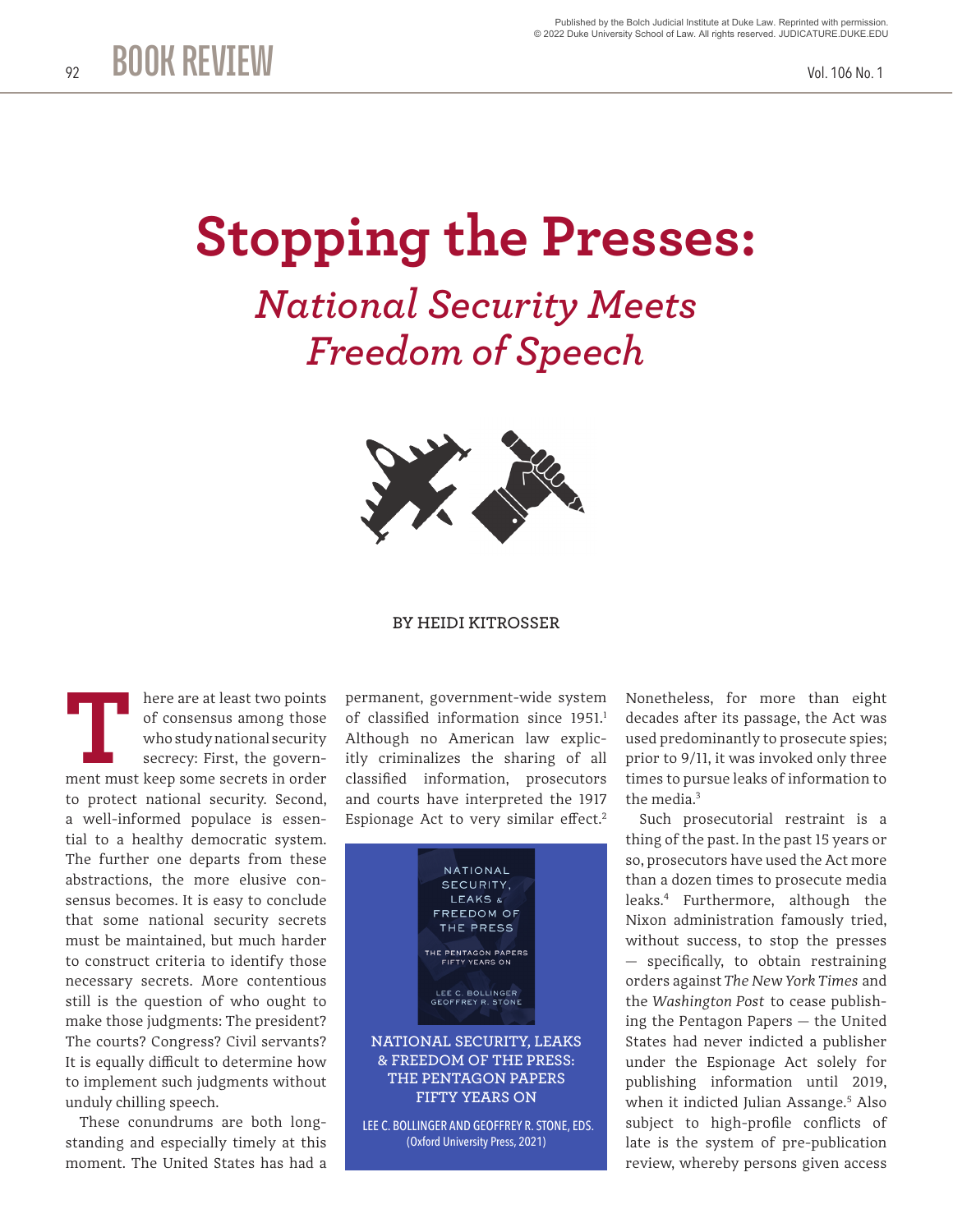# Stopping the Presses:

## *National Security Meets Freedom of Speech*

BY HEIDI KITROSSER

There are at least two points of consensus among those who study national security secrecy: First, the government must keep some secrets in order to protect national security. Second, a well-informed populace is essential to a healthy democratic system. The further one departs from these abstractions, the more elusive consensus becomes. It is easy to conclude that some national security secrets must be maintained, but much harder to construct criteria to identify those necessary secrets. More contentious still is the question of who ought to make those judgments: The president? The courts? Congress? Civil servants? It is equally difficult to determine how to implement such judgments without unduly chilling speech.

These conundrums are both longstanding and especially timely at this moment. The United States has had a permanent, government-wide system of classified information since 1951.[1] Although no American law explicitly criminalizes the sharing of all classified information, prosecutors and courts have interpreted the 1917 Espionage Act to very similar effect.[2]

**NATIONAL SECURITY, LEAKS & FREEDOM OF THE PRESS: THE PENTAGON PAPERS FIFTY YEARS ON**

LEE C. BOLLINGER AND GEOFFREY R. STONE, EDS.
(Oxford University Press, 2021)

Nonetheless, for more than eight decades after its passage, the Act was used predominantly to prosecute spies; prior to 9/11, it was invoked only three times to pursue leaks of information to the media.[3]

Such prosecutorial restraint is a thing of the past. In the past 15 years or so, prosecutors have used the Act more than a dozen times to prosecute media leaks.[4] Furthermore, although the Nixon administration famously tried, without success, to stop the presses — specifically, to obtain restraining orders against *The New York Times* and the *Washington Post* to cease publishing the Pentagon Papers — the United States had never indicted a publisher under the Espionage Act solely for publishing information until 2019, when it indicted Julian Assange.[5] Also subject to high-profile conflicts of late is the system of pre-publication review, whereby persons given access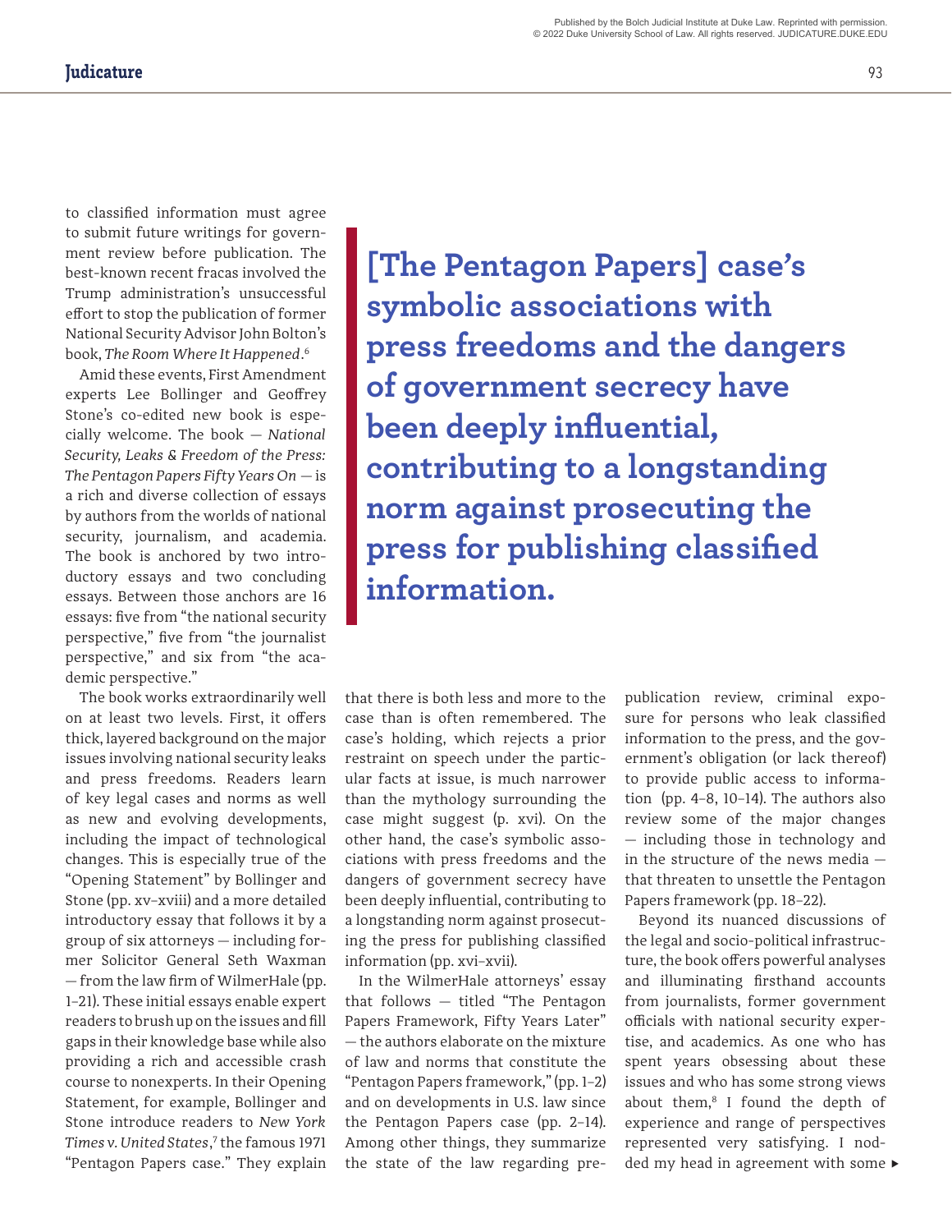to classified information must agree to submit future writings for government review before publication. The best-known recent fracas involved the Trump administration's unsuccessful effort to stop the publication of former National Security Advisor John Bolton's book, *The Room Where It Happened*.[6]

Amid these events, First Amendment experts Lee Bollinger and Geoffrey Stone's co-edited new book is especially welcome. The book — *National Security, Leaks & Freedom of the Press: The Pentagon Papers Fifty Years On* — is a rich and diverse collection of essays by authors from the worlds of national security, journalism, and academia. The book is anchored by two introductory essays and two concluding essays. Between those anchors are 16 essays: five from "the national security perspective," five from "the journalist perspective," and six from "the academic perspective."

The book works extraordinarily well on at least two levels. First, it offers thick, layered background on the major issues involving national security leaks and press freedoms. Readers learn of key legal cases and norms as well as new and evolving developments, including the impact of technological changes. This is especially true of the "Opening Statement" by Bollinger and Stone (pp. xv–xviii) and a more detailed introductory essay that follows it by a group of six attorneys — including former Solicitor General Seth Waxman — from the law firm of WilmerHale (pp. 1–21). These initial essays enable expert readers to brush up on the issues and fill gaps in their knowledge base while also providing a rich and accessible crash course to nonexperts. In their Opening Statement, for example, Bollinger and Stone introduce readers to *New York Times v. United States*,[7] the famous 1971 "Pentagon Papers case." They explain that there is both less and more to the case than is often remembered. The case's holding, which rejects a prior restraint on speech under the particular facts at issue, is much narrower than the mythology surrounding the case might suggest (p. xvi). On the other hand, the case's symbolic associations with press freedoms and the dangers of government secrecy have been deeply influential, contributing to a longstanding norm against prosecuting the press for publishing classified information (pp. xvi–xvii).

> **[The Pentagon Papers] case's symbolic associations with press freedoms and the dangers of government secrecy have been deeply influential, contributing to a longstanding norm against prosecuting the press for publishing classified information.**

In the WilmerHale attorneys' essay that follows — titled "The Pentagon Papers Framework, Fifty Years Later" — the authors elaborate on the mixture of law and norms that constitute the "Pentagon Papers framework," (pp. 1–2) and on developments in U.S. law since the Pentagon Papers case (pp. 2–14). Among other things, they summarize the state of the law regarding prepublication review, criminal exposure for persons who leak classified information to the press, and the government's obligation (or lack thereof) to provide public access to information (pp. 4–8, 10–14). The authors also review some of the major changes — including those in technology and in the structure of the news media — that threaten to unsettle the Pentagon Papers framework (pp. 18–22).

Beyond its nuanced discussions of the legal and socio-political infrastructure, the book offers powerful analyses and illuminating firsthand accounts from journalists, former government officials with national security expertise, and academics. As one who has spent years obsessing about these issues and who has some strong views about them,[8] I found the depth of experience and range of perspectives represented very satisfying. I nodded my head in agreement with some ▸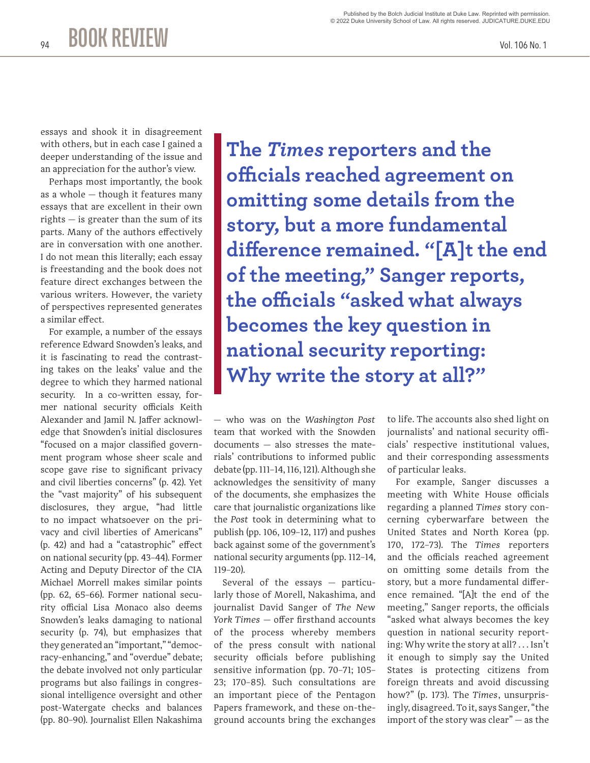essays and shook it in disagreement with others, but in each case I gained a deeper understanding of the issue and an appreciation for the author's view.

Perhaps most importantly, the book as a whole — though it features many essays that are excellent in their own rights — is greater than the sum of its parts. Many of the authors effectively are in conversation with one another. I do not mean this literally; each essay is freestanding and the book does not feature direct exchanges between the various writers. However, the variety of perspectives represented generates a similar effect.

For example, a number of the essays reference Edward Snowden's leaks, and it is fascinating to read the contrasting takes on the leaks' value and the degree to which they harmed national security. In a co-written essay, former national security officials Keith Alexander and Jamil N. Jaffer acknowledge that Snowden's initial disclosures "focused on a major classified government program whose sheer scale and scope gave rise to significant privacy and civil liberties concerns" (p. 42). Yet the "vast majority" of his subsequent disclosures, they argue, "had little to no impact whatsoever on the privacy and civil liberties of Americans" (p. 42) and had a "catastrophic" effect on national security (pp. 43–44). Former Acting and Deputy Director of the CIA Michael Morrell makes similar points (pp. 62, 65–66). Former national security official Lisa Monaco also deems Snowden's leaks damaging to national security (p. 74), but emphasizes that they generated an "important," "democracy-enhancing," and "overdue" debate; the debate involved not only particular programs but also failings in congressional intelligence oversight and other post-Watergate checks and balances (pp. 80–90). Journalist Ellen Nakashima — who was on the *Washington Post* team that worked with the Snowden documents — also stresses the materials' contributions to informed public debate (pp. 111–14, 116, 121). Although she acknowledges the sensitivity of many of the documents, she emphasizes the care that journalistic organizations like the *Post* took in determining what to publish (pp. 106, 109–12, 117) and pushes back against some of the government's national security arguments (pp. 112–14, 119–20).

Several of the essays — particularly those of Morell, Nakashima, and journalist David Sanger of *The New York Times* — offer firsthand accounts of the process whereby members of the press consult with national security officials before publishing sensitive information (pp. 70–71; 105–23; 170–85). Such consultations are an important piece of the Pentagon Papers framework, and these on-the-ground accounts bring the exchanges to life. The accounts also shed light on journalists' and national security officials' respective institutional values, and their corresponding assessments of particular leaks.

> **The *Times* reporters and the officials reached agreement on omitting some details from the story, but a more fundamental difference remained. "[A]t the end of the meeting," Sanger reports, the officials "asked what always becomes the key question in national security reporting: Why write the story at all?"**

For example, Sanger discusses a meeting with White House officials regarding a planned *Times* story concerning cyberwarfare between the United States and North Korea (pp. 170, 172–73). The *Times* reporters and the officials reached agreement on omitting some details from the story, but a more fundamental difference remained. "[A]t the end of the meeting," Sanger reports, the officials "asked what always becomes the key question in national security reporting: Why write the story at all? . . . Isn't it enough to simply say the United States is protecting citizens from foreign threats and avoid discussing how?" (p. 173). The *Times*, unsurprisingly, disagreed. To it, says Sanger, "the import of the story was clear" — as the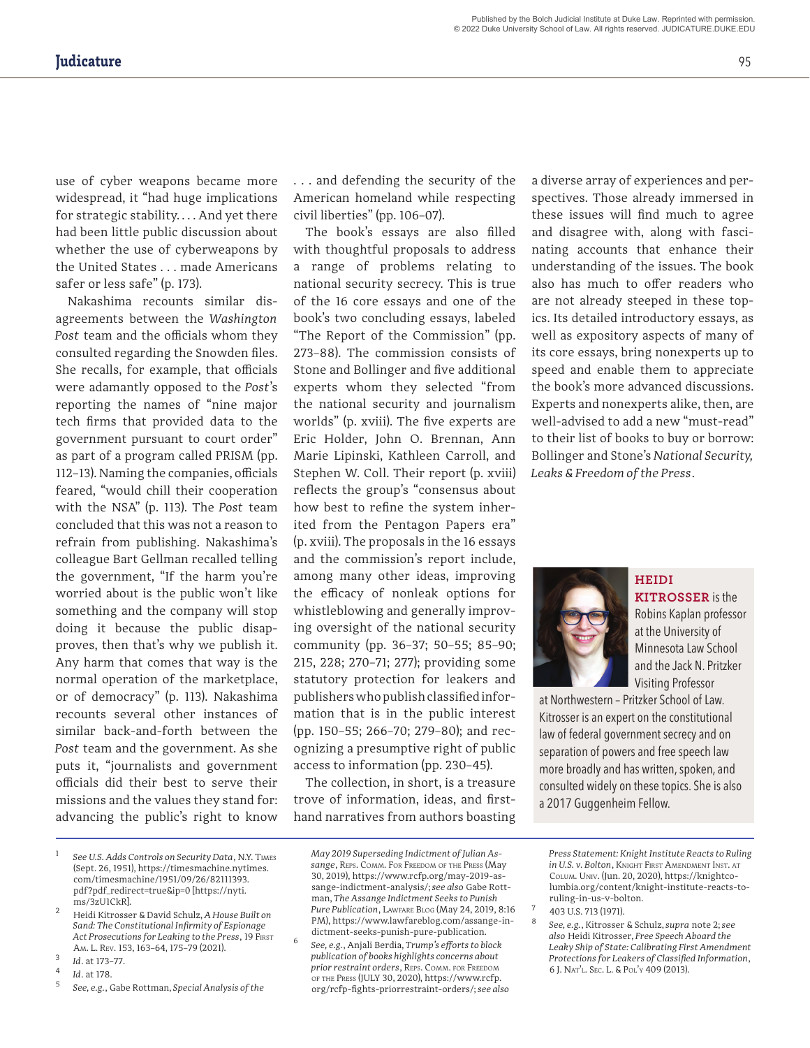use of cyber weapons became more widespread, it "had huge implications for strategic stability. . . . And yet there had been little public discussion about whether the use of cyberweapons by the United States . . . made Americans safer or less safe" (p. 173).

Nakashima recounts similar disagreements between the *Washington Post* team and the officials whom they consulted regarding the Snowden files. She recalls, for example, that officials were adamantly opposed to the *Post*'s reporting the names of "nine major tech firms that provided data to the government pursuant to court order" as part of a program called PRISM (pp. 112–13). Naming the companies, officials feared, "would chill their cooperation with the NSA" (p. 113). The *Post* team concluded that this was not a reason to refrain from publishing. Nakashima's colleague Bart Gellman recalled telling the government, "If the harm you're worried about is the public won't like something and the company will stop doing it because the public disapproves, then that's why we publish it. Any harm that comes that way is the normal operation of the marketplace, or of democracy" (p. 113). Nakashima recounts several other instances of similar back-and-forth between the *Post* team and the government. As she puts it, "journalists and government officials did their best to serve their missions and the values they stand for: advancing the public's right to know . . . and defending the security of the American homeland while respecting civil liberties" (pp. 106–07).

The book's essays are also filled with thoughtful proposals to address a range of problems relating to national security secrecy. This is true of the 16 core essays and one of the book's two concluding essays, labeled "The Report of the Commission" (pp. 273–88). The commission consists of Stone and Bollinger and five additional experts whom they selected "from the national security and journalism worlds" (p. xviii). The five experts are Eric Holder, John O. Brennan, Ann Marie Lipinski, Kathleen Carroll, and Stephen W. Coll. Their report (p. xviii) reflects the group's "consensus about how best to refine the system inherited from the Pentagon Papers era" (p. xviii). The proposals in the 16 essays and the commission's report include, among many other ideas, improving the efficacy of nonleak options for whistleblowing and generally improving oversight of the national security community (pp. 36–37; 50–55; 85–90; 215, 228; 270–71; 277); providing some statutory protection for leakers and publishers who publish classified information that is in the public interest (pp. 150–55; 266–70; 279–80); and recognizing a presumptive right of public access to information (pp. 230–45).

The collection, in short, is a treasure trove of information, ideas, and firsthand narratives from authors boasting a diverse array of experiences and perspectives. Those already immersed in these issues will find much to agree and disagree with, along with fascinating accounts that enhance their understanding of the issues. The book also has much to offer readers who are not already steeped in these topics. Its detailed introductory essays, as well as expository aspects of many of its core essays, bring nonexperts up to speed and enable them to appreciate the book's more advanced discussions. Experts and nonexperts alike, then, are well-advised to add a new "must-read" to their list of books to buy or borrow: Bollinger and Stone's *National Security, Leaks & Freedom of the Press*.

**HEIDI KITROSSER** is the Robins Kaplan professor at the University of Minnesota Law School and the Jack N. Pritzker Visiting Professor at Northwestern – Pritzker School of Law. Kitrosser is an expert on the constitutional law of federal government secrecy and on separation of powers and free speech law more broadly and has written, spoken, and consulted widely on these topics. She is also a 2017 Guggenheim Fellow.

---

1 *See U.S. Adds Controls on Security Data*, N.Y. Times (Sept. 26, 1951), https://timesmachine.nytimes.com/timesmachine/1951/09/26/82111393.pdf?pdf_redirect=true&ip=0 [https://nyti.ms/3zU1CkR].

2 Heidi Kitrosser & David Schulz, *A House Built on Sand: The Constitutional Infirmity of Espionage Act Prosecutions for Leaking to the Press*, 19 First Am. L. Rev. 153, 163–64, 175–79 (2021).

3 *Id*. at 173–77.

4 *Id*. at 178.

5 *See, e.g.*, Gabe Rottman, *Special Analysis of the May 2019 Superseding Indictment of Julian Assange*, Reps. Comm. For Freedom of the Press (May 30, 2019), https://www.rcfp.org/may-2019-assange-indictment-analysis/; *see also* Gabe Rottman, *The Assange Indictment Seeks to Punish Pure Publication*, Lawfare Blog (May 24, 2019, 8:16 PM), https://www.lawfareblog.com/assange-indictment-seeks-punish-pure-publication.

6 *See, e.g.*, Anjali Berdia, *Trump's efforts to block publication of books highlights concerns about prior restraint orders*, Reps. Comm. for Freedom of the Press (JULY 30, 2020), https://www.rcfp.org/rcfp-fights-priorrestraint-orders/; *see also Press Statement: Knight Institute Reacts to Ruling in U.S. v. Bolton*, Knight First Amendment Inst. at Colum. Univ. (Jun. 20, 2020), https://knightcolumbia.org/content/knight-institute-reacts-to-ruling-in-us-v-bolton.

7 403 U.S. 713 (1971).

8 *See, e.g.*, Kitrosser & Schulz, *supra* note 2; *see also* Heidi Kitrosser, *Free Speech Aboard the Leaky Ship of State: Calibrating First Amendment Protections for Leakers of Classified Information*, 6 J. Nat'l. Sec. L. & Pol'y 409 (2013).